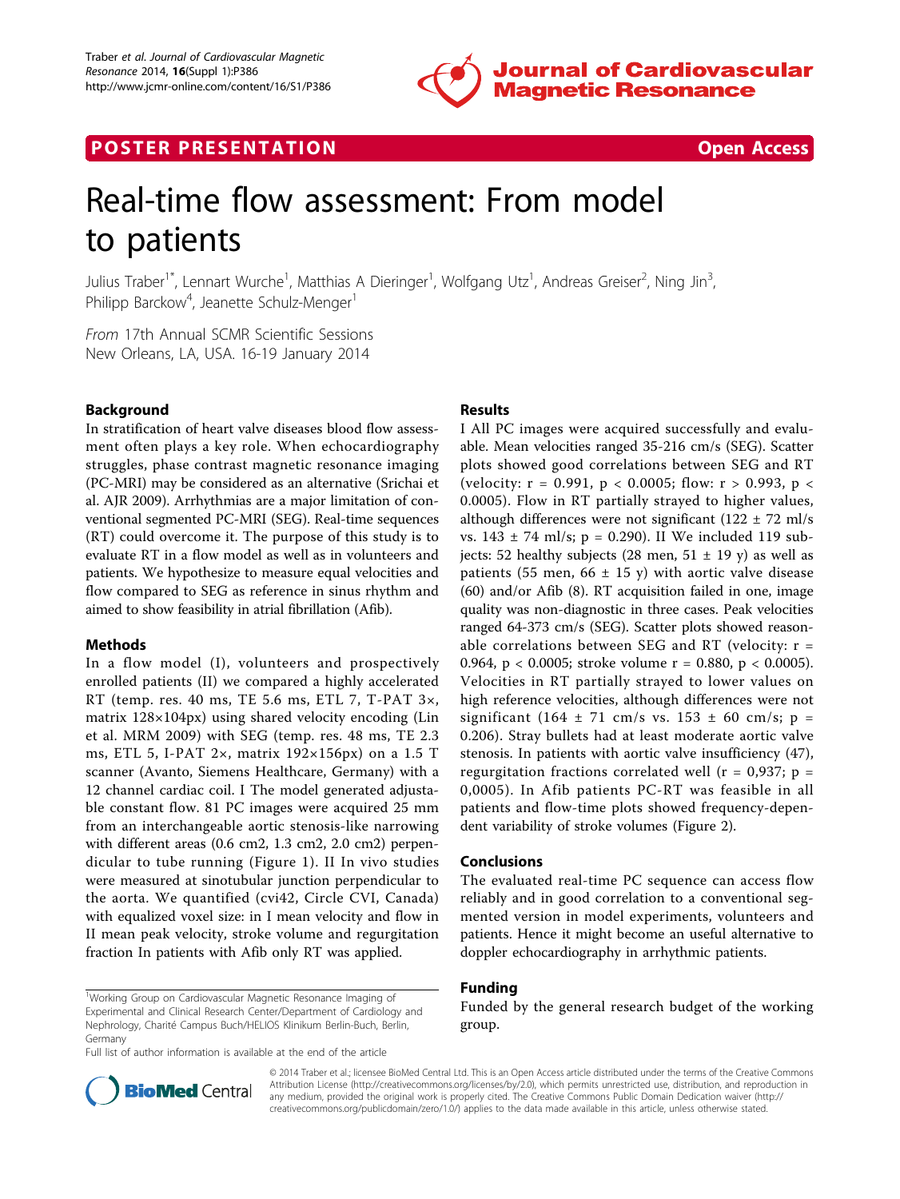POSTER PRESENTATION — Open Access

# Real-time flow assessment: From model to patients

Julius Traber[1*], Lennart Wurche[1], Matthias A Dieringer[1], Wolfgang Utz[1], Andreas Greiser[2], Ning Jin[3], Philipp Barckow[4], Jeanette Schulz-Menger[1]

*From* 17th Annual SCMR Scientific Sessions
New Orleans, LA, USA. 16-19 January 2014

## Background

In stratification of heart valve diseases blood flow assessment often plays a key role. When echocardiography struggles, phase contrast magnetic resonance imaging (PC-MRI) may be considered as an alternative (Srichai et al. AJR 2009). Arrhythmias are a major limitation of conventional segmented PC-MRI (SEG). Real-time sequences (RT) could overcome it. The purpose of this study is to evaluate RT in a flow model as well as in volunteers and patients. We hypothesize to measure equal velocities and flow compared to SEG as reference in sinus rhythm and aimed to show feasibility in atrial fibrillation (Afib).

## Methods

In a flow model (I), volunteers and prospectively enrolled patients (II) we compared a highly accelerated RT (temp. res. 40 ms, TE 5.6 ms, ETL 7, T-PAT 3×, matrix 128×104px) using shared velocity encoding (Lin et al. MRM 2009) with SEG (temp. res. 48 ms, TE 2.3 ms, ETL 5, I-PAT 2×, matrix 192×156px) on a 1.5 T scanner (Avanto, Siemens Healthcare, Germany) with a 12 channel cardiac coil. I The model generated adjustable constant flow. 81 PC images were acquired 25 mm from an interchangeable aortic stenosis-like narrowing with different areas (0.6 cm2, 1.3 cm2, 2.0 cm2) perpendicular to tube running (Figure 1). II In vivo studies were measured at sinotubular junction perpendicular to the aorta. We quantified (cvi42, Circle CVI, Canada) with equalized voxel size: in I mean velocity and flow in II mean peak velocity, stroke volume and regurgitation fraction In patients with Afib only RT was applied.

## Results

I All PC images were acquired successfully and evaluable. Mean velocities ranged 35-216 cm/s (SEG). Scatter plots showed good correlations between SEG and RT (velocity: $r = 0.991$, $p < 0.0005$; flow: $r > 0.993$, $p < 0.0005$). Flow in RT partially strayed to higher values, although differences were not significant ($122 \pm 72$ ml/s vs. $143 \pm 74$ ml/s; $p = 0.290$). II We included 119 subjects: 52 healthy subjects (28 men, $51 \pm 19$ y) as well as patients (55 men, $66 \pm 15$ y) with aortic valve disease (60) and/or Afib (8). RT acquisition failed in one, image quality was non-diagnostic in three cases. Peak velocities ranged 64-373 cm/s (SEG). Scatter plots showed reasonable correlations between SEG and RT (velocity: $r = 0.964$, $p < 0.0005$; stroke volume $r = 0.880$, $p < 0.0005$). Velocities in RT partially strayed to lower values on high reference velocities, although differences were not significant ($164 \pm 71$ cm/s vs. $153 \pm 60$ cm/s; $p = 0.206$). Stray bullets had at least moderate aortic valve stenosis. In patients with aortic valve insufficiency (47), regurgitation fractions correlated well ($r = 0,937$; $p = 0,0005$). In Afib patients PC-RT was feasible in all patients and flow-time plots showed frequency-dependent variability of stroke volumes (Figure 2).

## Conclusions

The evaluated real-time PC sequence can access flow reliably and in good correlation to a conventional segmented version in model experiments, volunteers and patients. Hence it might become an useful alternative to doppler echocardiography in arrhythmic patients.

## Funding

Funded by the general research budget of the working group.

[1]Working Group on Cardiovascular Magnetic Resonance Imaging of Experimental and Clinical Research Center/Department of Cardiology and Nephrology, Charité Campus Buch/HELIOS Klinikum Berlin-Buch, Berlin, Germany

Full list of author information is available at the end of the article

© 2014 Traber et al.; licensee BioMed Central Ltd. This is an Open Access article distributed under the terms of the Creative Commons Attribution License (http://creativecommons.org/licenses/by/2.0), which permits unrestricted use, distribution, and reproduction in any medium, provided the original work is properly cited. The Creative Commons Public Domain Dedication waiver (http://creativecommons.org/publicdomain/zero/1.0/) applies to the data made available in this article, unless otherwise stated.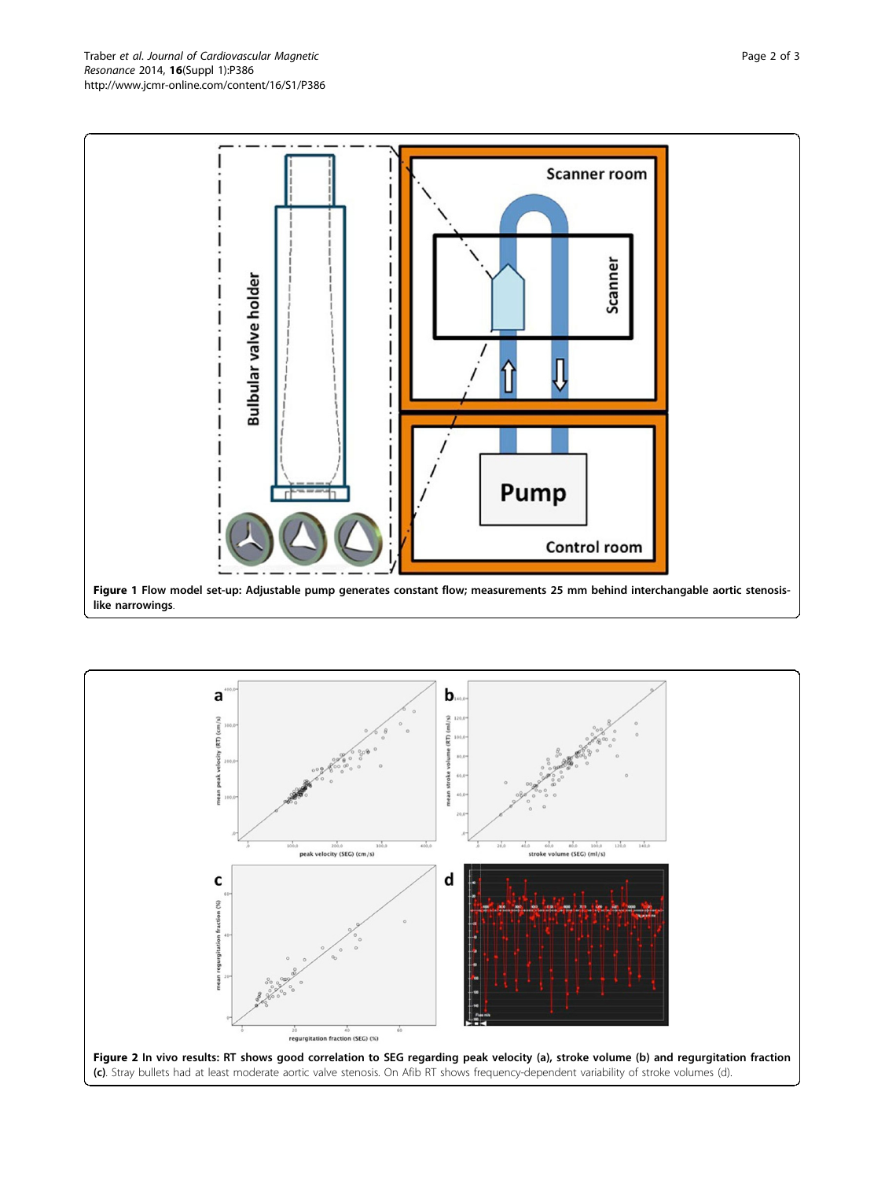**Figure 1 Flow model set-up: Adjustable pump generates constant flow; measurements 25 mm behind interchangable aortic stenosis-like narrowings**.

**Figure 2 In vivo results: RT shows good correlation to SEG regarding peak velocity (a), stroke volume (b) and regurgitation fraction (c)**. Stray bullets had at least moderate aortic valve stenosis. On Afib RT shows frequency-dependent variability of stroke volumes (d).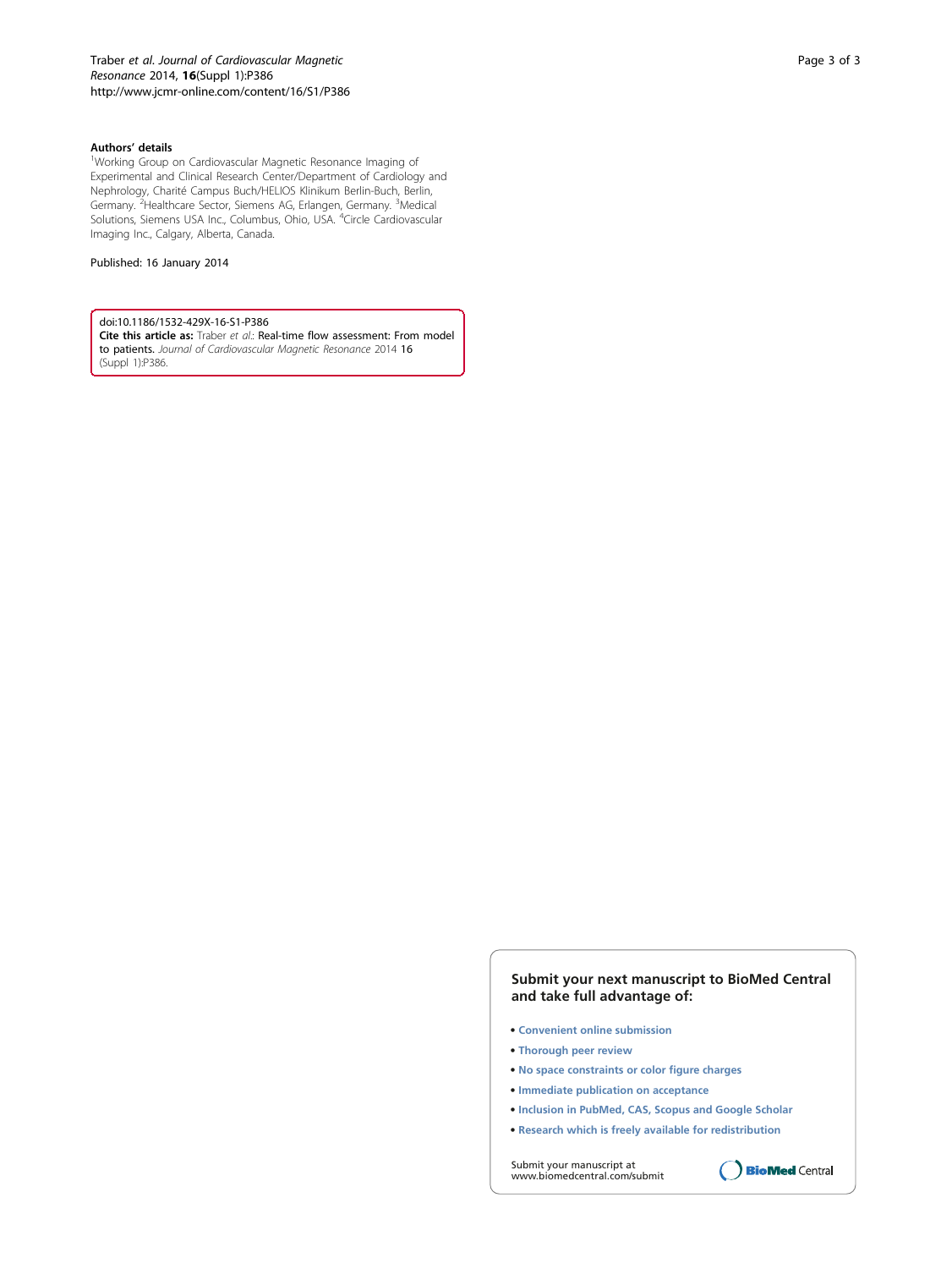### Authors' details

[1]Working Group on Cardiovascular Magnetic Resonance Imaging of Experimental and Clinical Research Center/Department of Cardiology and Nephrology, Charité Campus Buch/HELIOS Klinikum Berlin-Buch, Berlin, Germany. [2]Healthcare Sector, Siemens AG, Erlangen, Germany. [3]Medical Solutions, Siemens USA Inc., Columbus, Ohio, USA. [4]Circle Cardiovascular Imaging Inc., Calgary, Alberta, Canada.

Published: 16 January 2014

doi:10.1186/1532-429X-16-S1-P386
**Cite this article as:** Traber *et al.*: Real-time flow assessment: From model to patients. *Journal of Cardiovascular Magnetic Resonance* 2014 **16** (Suppl 1):P386.

**Submit your next manuscript to BioMed Central and take full advantage of:**

- **Convenient online submission**
- **Thorough peer review**
- **No space constraints or color figure charges**
- **Immediate publication on acceptance**
- **Inclusion in PubMed, CAS, Scopus and Google Scholar**
- **Research which is freely available for redistribution**

Submit your manuscript at www.biomedcentral.com/submit

BioMed Central